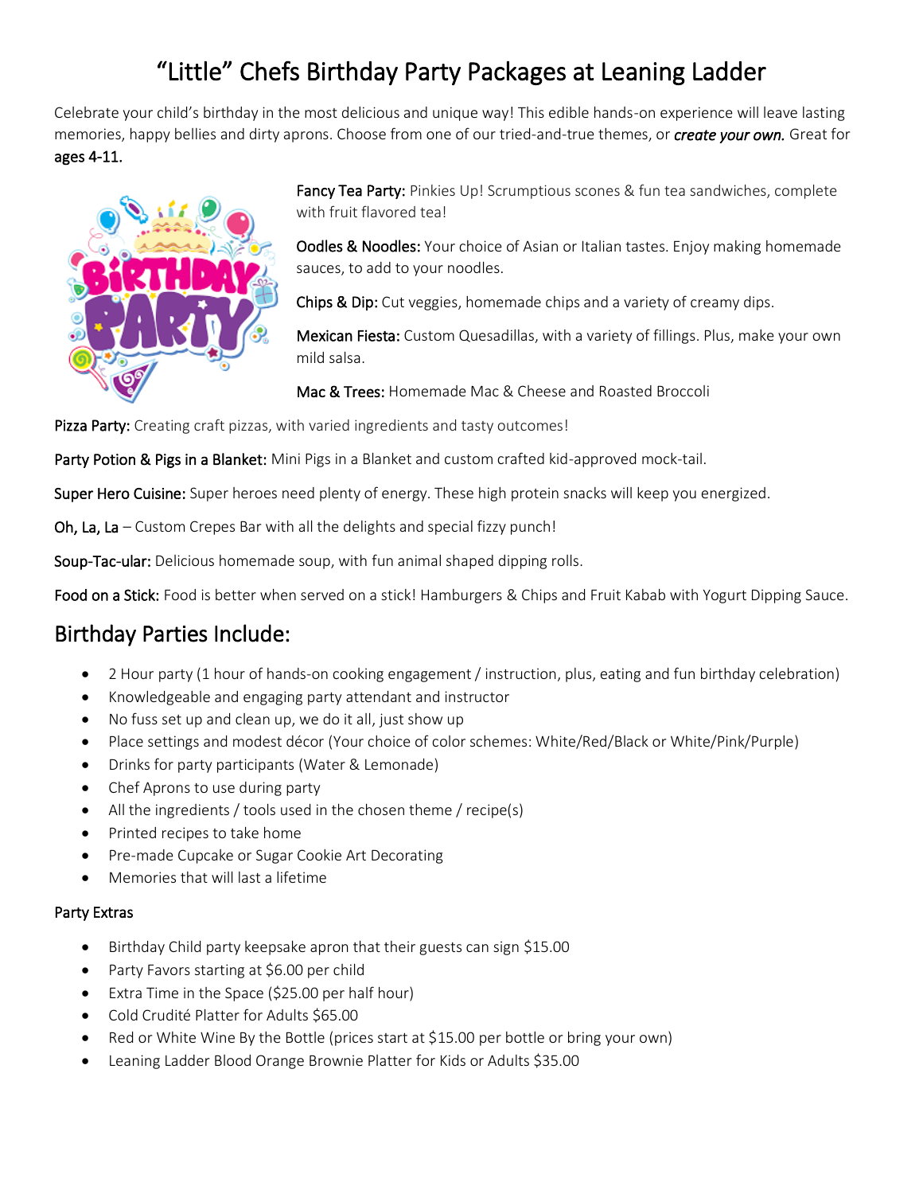# "Little" Chefs Birthday Party Packages at Leaning Ladder

Celebrate your child's birthday in the most delicious and unique way! This edible hands-on experience will leave lasting memories, happy bellies and dirty aprons. Choose from one of our tried-and-true themes, or ***create your own.*** Great for ages 4-11.

Fancy Tea Party: Pinkies Up! Scrumptious scones & fun tea sandwiches, complete with fruit flavored tea!

Oodles & Noodles: Your choice of Asian or Italian tastes. Enjoy making homemade sauces, to add to your noodles.

Chips & Dip: Cut veggies, homemade chips and a variety of creamy dips.

Mexican Fiesta: Custom Quesadillas, with a variety of fillings. Plus, make your own mild salsa.

Mac & Trees: Homemade Mac & Cheese and Roasted Broccoli

Pizza Party: Creating craft pizzas, with varied ingredients and tasty outcomes!

Party Potion & Pigs in a Blanket: Mini Pigs in a Blanket and custom crafted kid-approved mock-tail.

Super Hero Cuisine: Super heroes need plenty of energy. These high protein snacks will keep you energized.

Oh, La, La – Custom Crepes Bar with all the delights and special fizzy punch!

Soup-Tac-ular: Delicious homemade soup, with fun animal shaped dipping rolls.

Food on a Stick: Food is better when served on a stick! Hamburgers & Chips and Fruit Kabab with Yogurt Dipping Sauce.

## Birthday Parties Include:

- 2 Hour party (1 hour of hands-on cooking engagement / instruction, plus, eating and fun birthday celebration)
- Knowledgeable and engaging party attendant and instructor
- No fuss set up and clean up, we do it all, just show up
- Place settings and modest décor (Your choice of color schemes: White/Red/Black or White/Pink/Purple)
- Drinks for party participants (Water & Lemonade)
- Chef Aprons to use during party
- All the ingredients / tools used in the chosen theme / recipe(s)
- Printed recipes to take home
- Pre-made Cupcake or Sugar Cookie Art Decorating
- Memories that will last a lifetime

### Party Extras

- Birthday Child party keepsake apron that their guests can sign $15.00
- Party Favors starting at $6.00 per child
- Extra Time in the Space ($25.00 per half hour)
- Cold Crudité Platter for Adults $65.00
- Red or White Wine By the Bottle (prices start at $15.00 per bottle or bring your own)
- Leaning Ladder Blood Orange Brownie Platter for Kids or Adults $35.00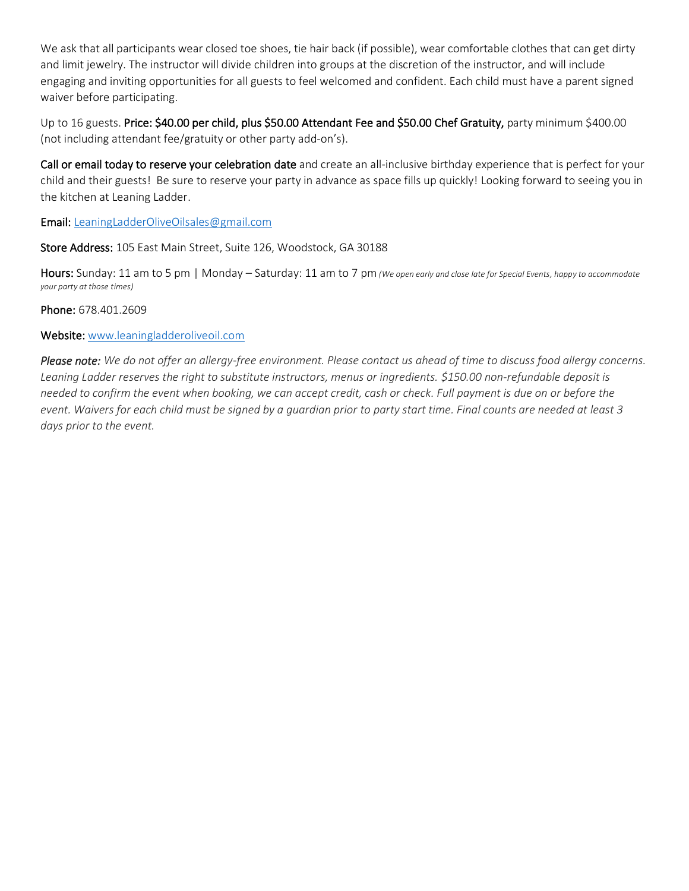We ask that all participants wear closed toe shoes, tie hair back (if possible), wear comfortable clothes that can get dirty and limit jewelry. The instructor will divide children into groups at the discretion of the instructor, and will include engaging and inviting opportunities for all guests to feel welcomed and confident. Each child must have a parent signed waiver before participating.

Up to 16 guests. **Price: $40.00 per child, plus $50.00 Attendant Fee and $50.00 Chef Gratuity,** party minimum $400.00 (not including attendant fee/gratuity or other party add-on's).

**Call or email today to reserve your celebration date** and create an all-inclusive birthday experience that is perfect for your child and their guests! Be sure to reserve your party in advance as space fills up quickly! Looking forward to seeing you in the kitchen at Leaning Ladder.

**Email:** LeaningLadderOliveOilsales@gmail.com

**Store Address:** 105 East Main Street, Suite 126, Woodstock, GA 30188

**Hours:** Sunday: 11 am to 5 pm | Monday – Saturday: 11 am to 7 pm *(We open early and close late for Special Events, happy to accommodate your party at those times)*

**Phone:** 678.401.2609

**Website:** www.leaningladderoliveoil.com

***Please note:*** *We do not offer an allergy-free environment. Please contact us ahead of time to discuss food allergy concerns. Leaning Ladder reserves the right to substitute instructors, menus or ingredients. $150.00 non-refundable deposit is needed to confirm the event when booking, we can accept credit, cash or check. Full payment is due on or before the event. Waivers for each child must be signed by a guardian prior to party start time. Final counts are needed at least 3 days prior to the event.*